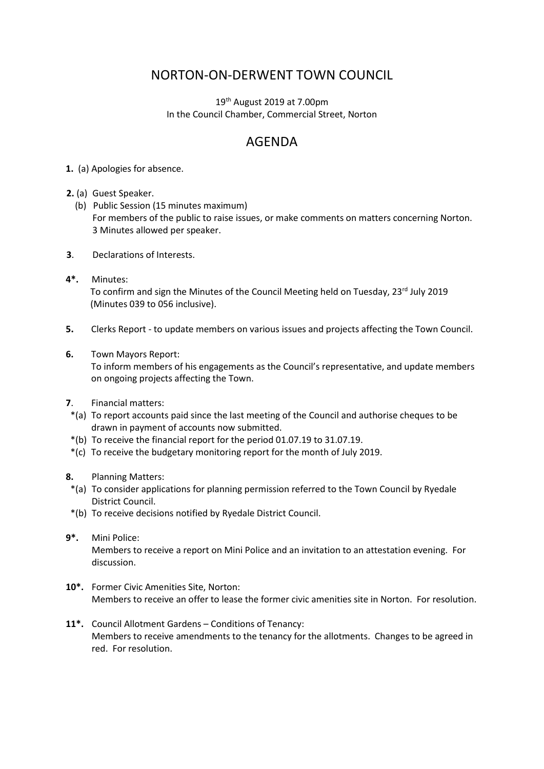# NORTON-ON-DERWENT TOWN COUNCIL

19th August 2019 at 7.00pm
In the Council Chamber, Commercial Street, Norton

## AGENDA

**1.** (a) Apologies for absence.

**2.** (a) Guest Speaker.
(b) Public Session (15 minutes maximum)
For members of the public to raise issues, or make comments on matters concerning Norton. 3 Minutes allowed per speaker.

**3**. Declarations of Interests.

**4*.** Minutes:
To confirm and sign the Minutes of the Council Meeting held on Tuesday, 23rd July 2019 (Minutes 039 to 056 inclusive).

**5.** Clerks Report - to update members on various issues and projects affecting the Town Council.

**6.** Town Mayors Report:
To inform members of his engagements as the Council's representative, and update members on ongoing projects affecting the Town.

**7**. Financial matters:
*(a) To report accounts paid since the last meeting of the Council and authorise cheques to be drawn in payment of accounts now submitted.
*(b) To receive the financial report for the period 01.07.19 to 31.07.19.
*(c) To receive the budgetary monitoring report for the month of July 2019.

**8.** Planning Matters:
*(a) To consider applications for planning permission referred to the Town Council by Ryedale District Council.
*(b) To receive decisions notified by Ryedale District Council.

**9*.** Mini Police:
Members to receive a report on Mini Police and an invitation to an attestation evening. For discussion.

**10*.** Former Civic Amenities Site, Norton:
Members to receive an offer to lease the former civic amenities site in Norton. For resolution.

**11*.** Council Allotment Gardens – Conditions of Tenancy:
Members to receive amendments to the tenancy for the allotments. Changes to be agreed in red. For resolution.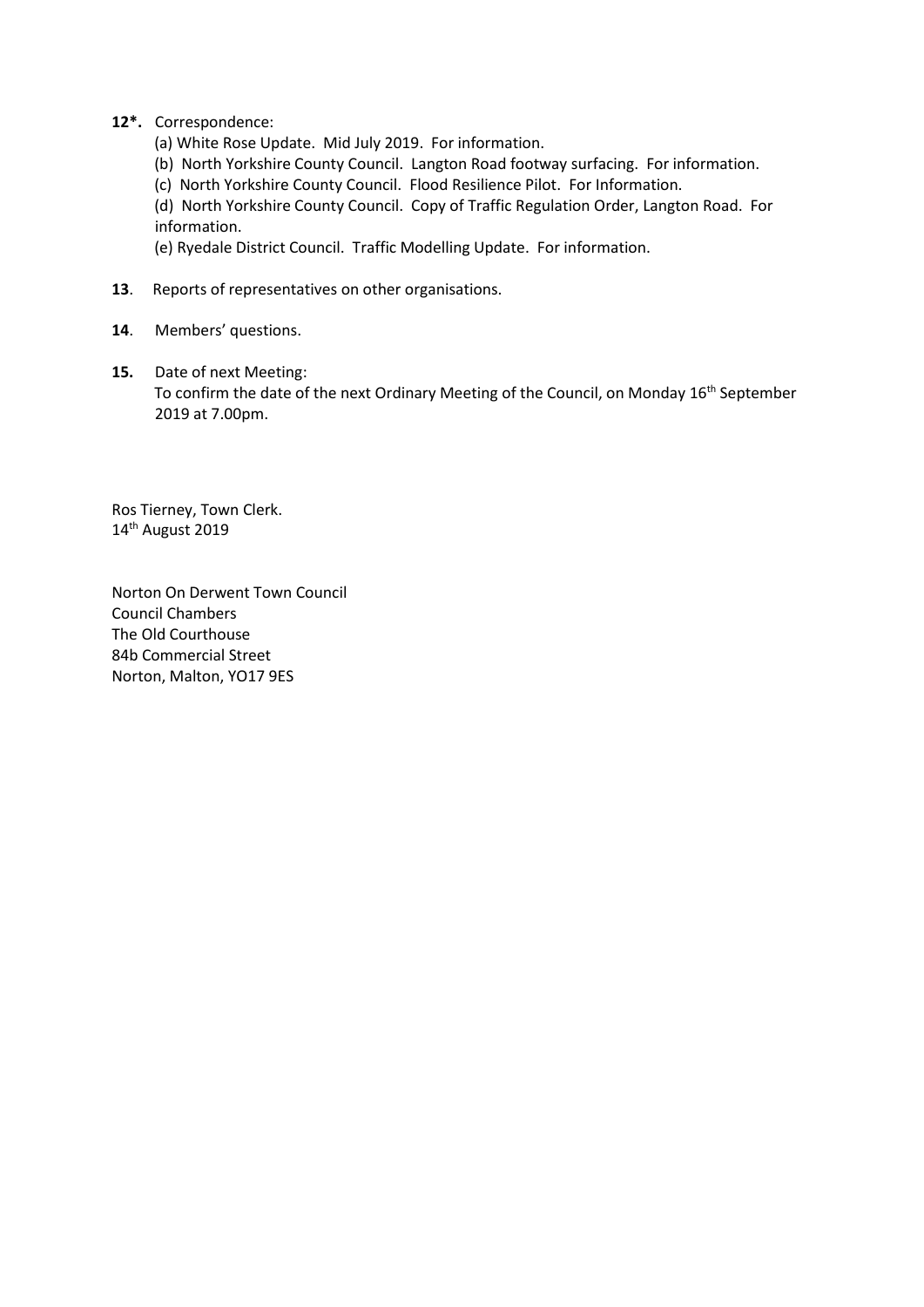**12*.** Correspondence:

(a) White Rose Update. Mid July 2019. For information.

(b) North Yorkshire County Council. Langton Road footway surfacing. For information.

(c) North Yorkshire County Council. Flood Resilience Pilot. For Information.

(d) North Yorkshire County Council. Copy of Traffic Regulation Order, Langton Road. For information.

(e) Ryedale District Council. Traffic Modelling Update. For information.

**13**. Reports of representatives on other organisations.

**14**. Members' questions.

**15.** Date of next Meeting:
To confirm the date of the next Ordinary Meeting of the Council, on Monday 16th September 2019 at 7.00pm.

Ros Tierney, Town Clerk.
14th August 2019

Norton On Derwent Town Council
Council Chambers
The Old Courthouse
84b Commercial Street
Norton, Malton, YO17 9ES